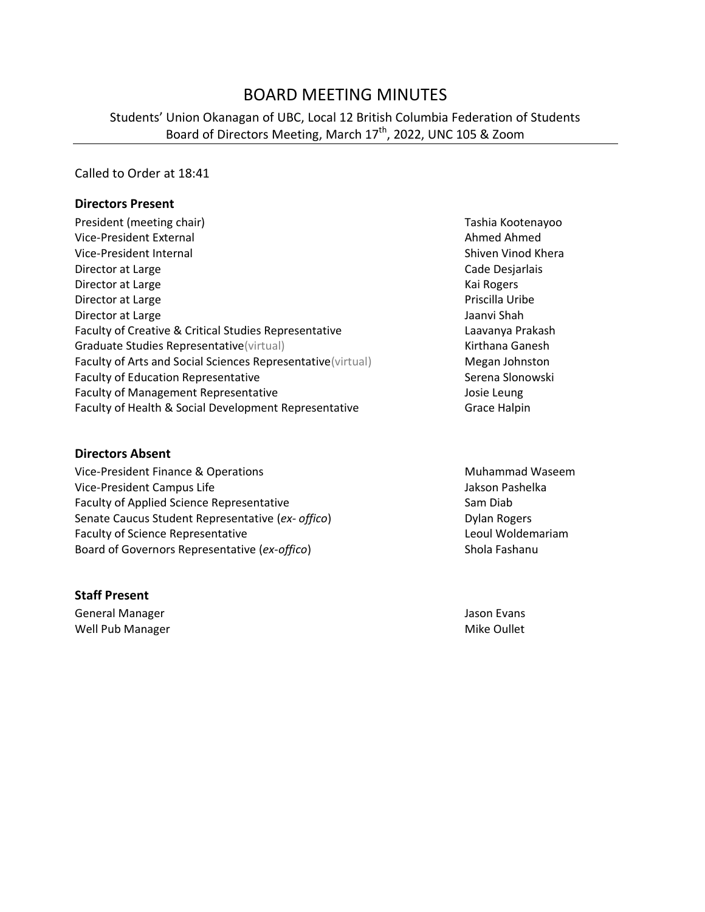# BOARD MEETING MINUTES

Students' Union Okanagan of UBC, Local 12 British Columbia Federation of Students
Board of Directors Meeting, March 17th, 2022, UNC 105 & Zoom

Called to Order at 18:41

**Directors Present**

| | |
|---|---|
| President (meeting chair) | Tashia Kootenayoo |
| Vice-President External | Ahmed Ahmed |
| Vice-President Internal | Shiven Vinod Khera |
| Director at Large | Cade Desjarlais |
| Director at Large | Kai Rogers |
| Director at Large | Priscilla Uribe |
| Director at Large | Jaanvi Shah |
| Faculty of Creative & Critical Studies Representative | Laavanya Prakash |
| Graduate Studies Representative(virtual) | Kirthana Ganesh |
| Faculty of Arts and Social Sciences Representative(virtual) | Megan Johnston |
| Faculty of Education Representative | Serena Slonowski |
| Faculty of Management Representative | Josie Leung |
| Faculty of Health & Social Development Representative | Grace Halpin |

**Directors Absent**

| | |
|---|---|
| Vice-President Finance & Operations | Muhammad Waseem |
| Vice-President Campus Life | Jakson Pashelka |
| Faculty of Applied Science Representative | Sam Diab |
| Senate Caucus Student Representative (*ex- offico*) | Dylan Rogers |
| Faculty of Science Representative | Leoul Woldemariam |
| Board of Governors Representative (*ex-offico*) | Shola Fashanu |

**Staff Present**

| | |
|---|---|
| General Manager | Jason Evans |
| Well Pub Manager | Mike Oullet |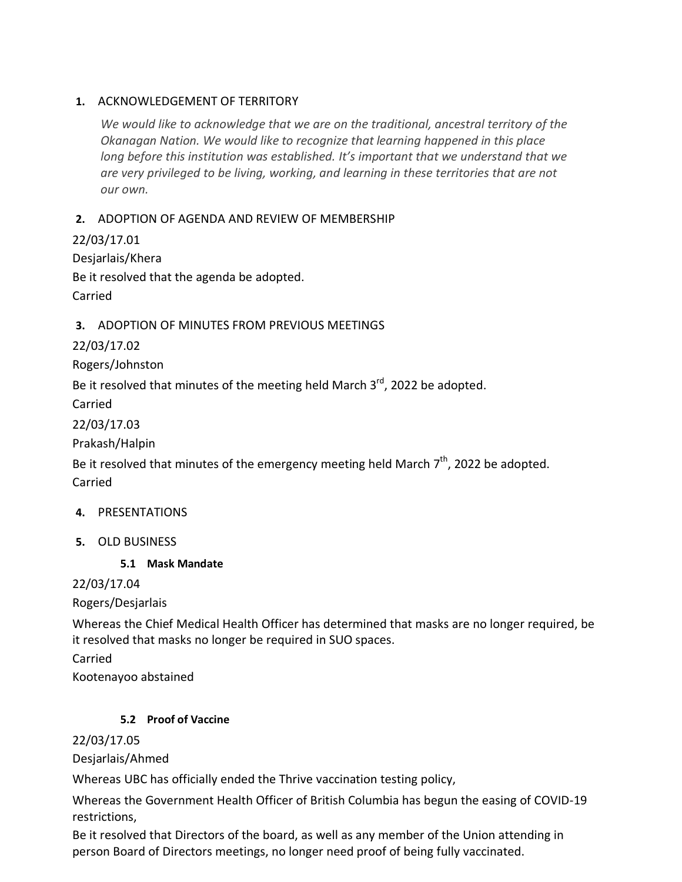## 1. ACKNOWLEDGEMENT OF TERRITORY

*We would like to acknowledge that we are on the traditional, ancestral territory of the Okanagan Nation. We would like to recognize that learning happened in this place long before this institution was established. It's important that we understand that we are very privileged to be living, working, and learning in these territories that are not our own.*

## 2. ADOPTION OF AGENDA AND REVIEW OF MEMBERSHIP

22/03/17.01

Desjarlais/Khera

Be it resolved that the agenda be adopted.

Carried

## 3. ADOPTION OF MINUTES FROM PREVIOUS MEETINGS

22/03/17.02

Rogers/Johnston

Be it resolved that minutes of the meeting held March 3rd, 2022 be adopted.

Carried

22/03/17.03

Prakash/Halpin

Be it resolved that minutes of the emergency meeting held March 7th, 2022 be adopted.

Carried

## 4. PRESENTATIONS

## 5. OLD BUSINESS

### 5.1 Mask Mandate

22/03/17.04

Rogers/Desjarlais

Whereas the Chief Medical Health Officer has determined that masks are no longer required, be it resolved that masks no longer be required in SUO spaces.

Carried

Kootenayoo abstained

### 5.2 Proof of Vaccine

22/03/17.05

Desjarlais/Ahmed

Whereas UBC has officially ended the Thrive vaccination testing policy,

Whereas the Government Health Officer of British Columbia has begun the easing of COVID-19 restrictions,

Be it resolved that Directors of the board, as well as any member of the Union attending in person Board of Directors meetings, no longer need proof of being fully vaccinated.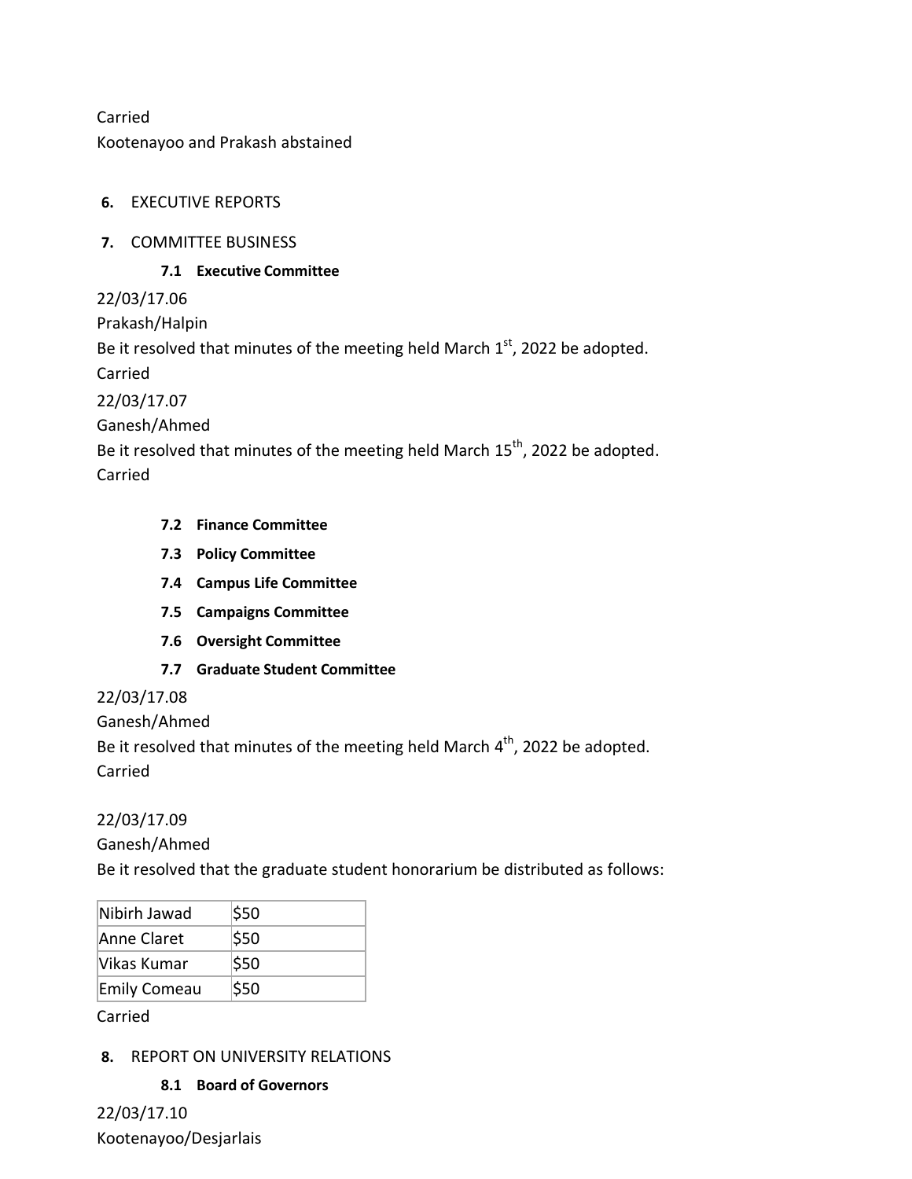Carried

Kootenayoo and Prakash abstained

**6.** EXECUTIVE REPORTS

**7.** COMMITTEE BUSINESS

**7.1 Executive Committee**

22/03/17.06

Prakash/Halpin

Be it resolved that minutes of the meeting held March 1st, 2022 be adopted.

Carried

22/03/17.07

Ganesh/Ahmed

Be it resolved that minutes of the meeting held March 15th, 2022 be adopted.

Carried

**7.2 Finance Committee**

**7.3 Policy Committee**

**7.4 Campus Life Committee**

**7.5 Campaigns Committee**

**7.6 Oversight Committee**

**7.7 Graduate Student Committee**

22/03/17.08

Ganesh/Ahmed

Be it resolved that minutes of the meeting held March 4th, 2022 be adopted.

Carried

22/03/17.09

Ganesh/Ahmed

Be it resolved that the graduate student honorarium be distributed as follows:

| | |
|---|---|
| Nibirh Jawad | $50 |
| Anne Claret | $50 |
| Vikas Kumar | $50 |
| Emily Comeau | $50 |

Carried

**8.** REPORT ON UNIVERSITY RELATIONS

**8.1 Board of Governors**

22/03/17.10

Kootenayoo/Desjarlais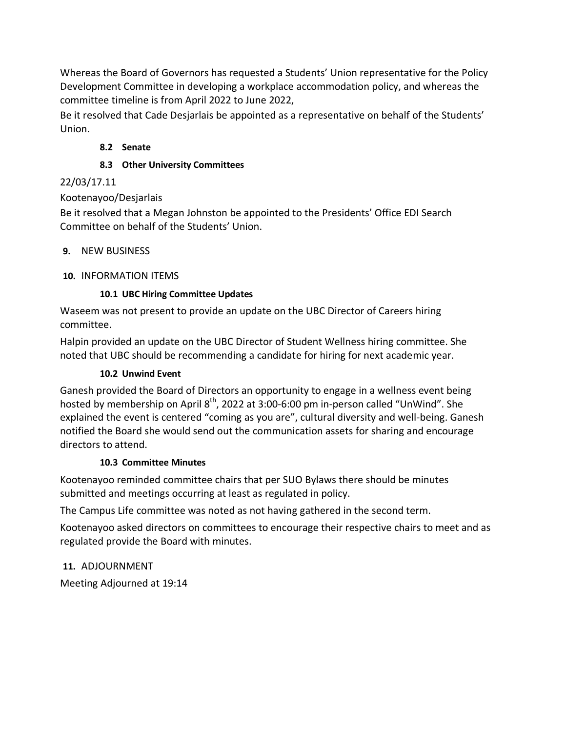Whereas the Board of Governors has requested a Students' Union representative for the Policy Development Committee in developing a workplace accommodation policy, and whereas the committee timeline is from April 2022 to June 2022,

Be it resolved that Cade Desjarlais be appointed as a representative on behalf of the Students' Union.

### 8.2 Senate

### 8.3 Other University Committees

22/03/17.11

Kootenayoo/Desjarlais

Be it resolved that a Megan Johnston be appointed to the Presidents' Office EDI Search Committee on behalf of the Students' Union.

## 9. NEW BUSINESS

## 10. INFORMATION ITEMS

### 10.1 UBC Hiring Committee Updates

Waseem was not present to provide an update on the UBC Director of Careers hiring committee.

Halpin provided an update on the UBC Director of Student Wellness hiring committee. She noted that UBC should be recommending a candidate for hiring for next academic year.

### 10.2 Unwind Event

Ganesh provided the Board of Directors an opportunity to engage in a wellness event being hosted by membership on April 8th, 2022 at 3:00-6:00 pm in-person called "UnWind". She explained the event is centered "coming as you are", cultural diversity and well-being. Ganesh notified the Board she would send out the communication assets for sharing and encourage directors to attend.

### 10.3 Committee Minutes

Kootenayoo reminded committee chairs that per SUO Bylaws there should be minutes submitted and meetings occurring at least as regulated in policy.

The Campus Life committee was noted as not having gathered in the second term.

Kootenayoo asked directors on committees to encourage their respective chairs to meet and as regulated provide the Board with minutes.

## 11. ADJOURNMENT

Meeting Adjourned at 19:14